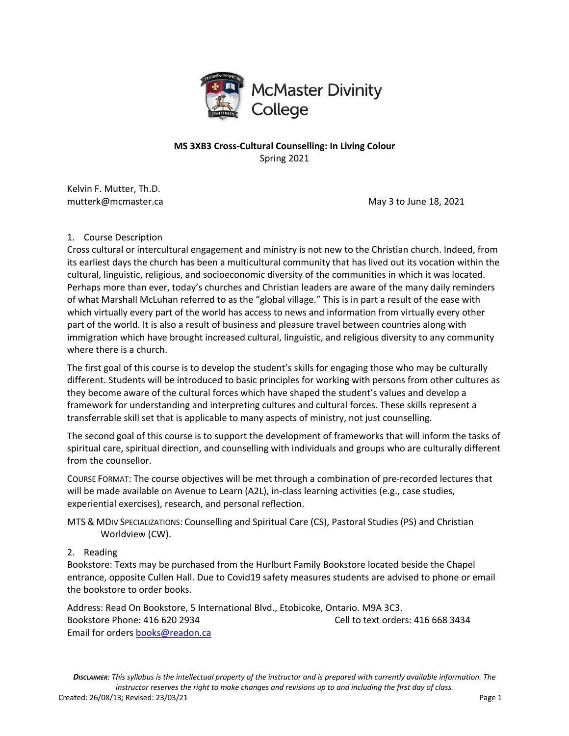McMaster Divinity College

**MS 3XB3 Cross-Cultural Counselling: In Living Colour**
Spring 2021

Kelvin F. Mutter, Th.D.
mutterk@mcmaster.ca

May 3 to June 18, 2021

## 1. Course Description

Cross cultural or intercultural engagement and ministry is not new to the Christian church. Indeed, from its earliest days the church has been a multicultural community that has lived out its vocation within the cultural, linguistic, religious, and socioeconomic diversity of the communities in which it was located. Perhaps more than ever, today's churches and Christian leaders are aware of the many daily reminders of what Marshall McLuhan referred to as the "global village." This is in part a result of the ease with which virtually every part of the world has access to news and information from virtually every other part of the world. It is also a result of business and pleasure travel between countries along with immigration which have brought increased cultural, linguistic, and religious diversity to any community where there is a church.

The first goal of this course is to develop the student's skills for engaging those who may be culturally different. Students will be introduced to basic principles for working with persons from other cultures as they become aware of the cultural forces which have shaped the student's values and develop a framework for understanding and interpreting cultures and cultural forces. These skills represent a transferrable skill set that is applicable to many aspects of ministry, not just counselling.

The second goal of this course is to support the development of frameworks that will inform the tasks of spiritual care, spiritual direction, and counselling with individuals and groups who are culturally different from the counsellor.

COURSE FORMAT: The course objectives will be met through a combination of pre-recorded lectures that will be made available on Avenue to Learn (A2L), in-class learning activities (e.g., case studies, experiential exercises), research, and personal reflection.

MTS & MDIV SPECIALIZATIONS: Counselling and Spiritual Care (CS), Pastoral Studies (PS) and Christian Worldview (CW).

## 2. Reading

Bookstore: Texts may be purchased from the Hurlburt Family Bookstore located beside the Chapel entrance, opposite Cullen Hall. Due to Covid19 safety measures students are advised to phone or email the bookstore to order books.

Address: Read On Bookstore, 5 International Blvd., Etobicoke, Ontario. M9A 3C3.
Bookstore Phone: 416 620 2934
Cell to text orders: 416 668 3434
Email for orders books@readon.ca

*DISCLAIMER: This syllabus is the intellectual property of the instructor and is prepared with currently available information. The instructor reserves the right to make changes and revisions up to and including the first day of class.*
Created: 26/08/13; Revised: 23/03/21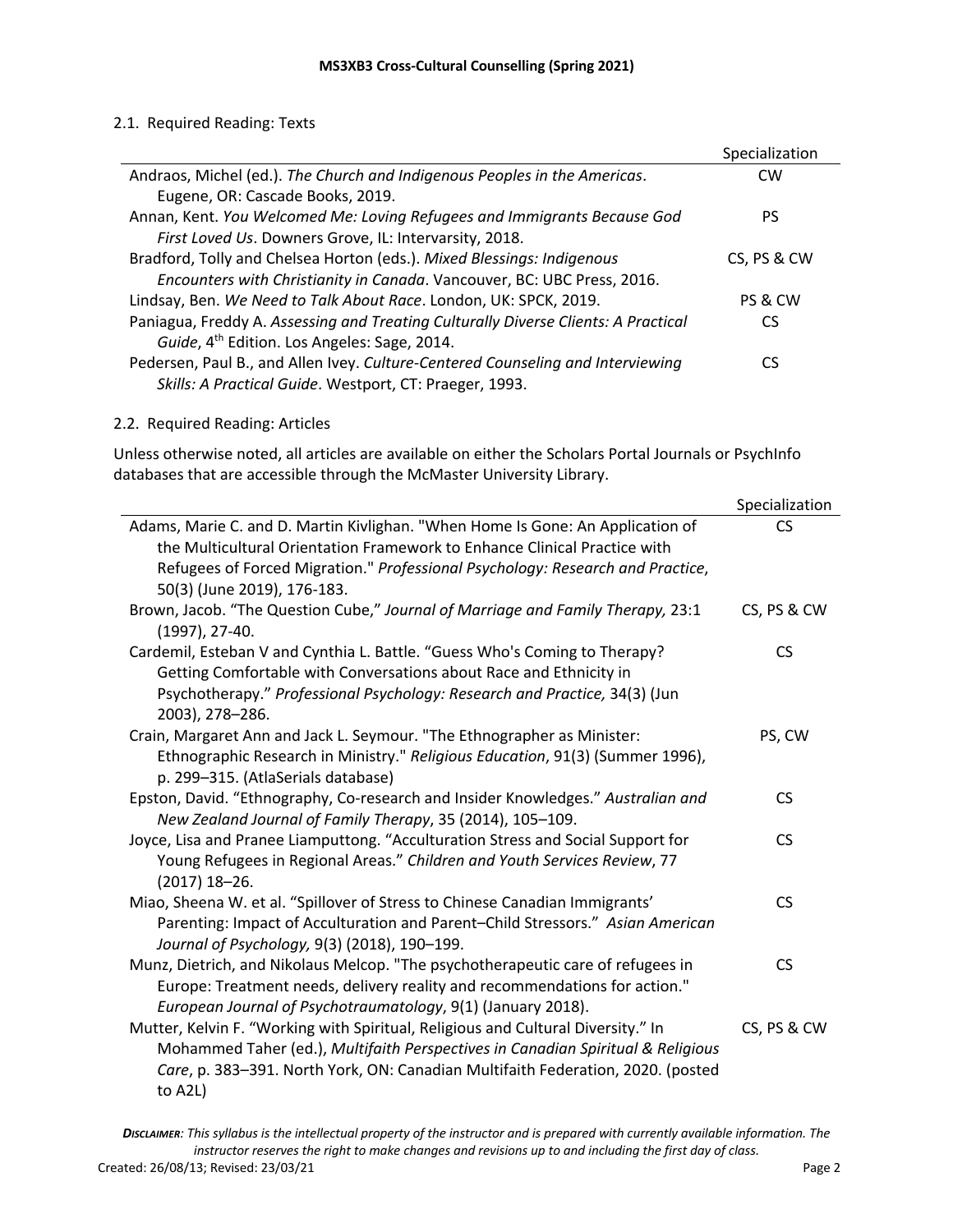### 2.1. Required Reading: Texts

| | Specialization |
|---|---|
| Andraos, Michel (ed.). *The Church and Indigenous Peoples in the Americas*. Eugene, OR: Cascade Books, 2019. | CW |
| Annan, Kent. *You Welcomed Me: Loving Refugees and Immigrants Because God First Loved Us*. Downers Grove, IL: Intervarsity, 2018. | PS |
| Bradford, Tolly and Chelsea Horton (eds.). *Mixed Blessings: Indigenous Encounters with Christianity in Canada*. Vancouver, BC: UBC Press, 2016. | CS, PS & CW |
| Lindsay, Ben. *We Need to Talk About Race*. London, UK: SPCK, 2019. | PS & CW |
| Paniagua, Freddy A. *Assessing and Treating Culturally Diverse Clients: A Practical Guide*, 4th Edition. Los Angeles: Sage, 2014. | CS |
| Pedersen, Paul B., and Allen Ivey. *Culture-Centered Counseling and Interviewing Skills: A Practical Guide*. Westport, CT: Praeger, 1993. | CS |

### 2.2. Required Reading: Articles

Unless otherwise noted, all articles are available on either the Scholars Portal Journals or PsychInfo databases that are accessible through the McMaster University Library.

| | Specialization |
|---|---|
| Adams, Marie C. and D. Martin Kivlighan. "When Home Is Gone: An Application of the Multicultural Orientation Framework to Enhance Clinical Practice with Refugees of Forced Migration." *Professional Psychology: Research and Practice*, 50(3) (June 2019), 176-183. | CS |
| Brown, Jacob. "The Question Cube," *Journal of Marriage and Family Therapy,* 23:1 (1997), 27-40. | CS, PS & CW |
| Cardemil, Esteban V and Cynthia L. Battle. "Guess Who's Coming to Therapy? Getting Comfortable with Conversations about Race and Ethnicity in Psychotherapy." *Professional Psychology: Research and Practice,* 34(3) (Jun 2003), 278–286. | CS |
| Crain, Margaret Ann and Jack L. Seymour. "The Ethnographer as Minister: Ethnographic Research in Ministry." *Religious Education*, 91(3) (Summer 1996), p. 299–315. (AtlaSerials database) | PS, CW |
| Epston, David. "Ethnography, Co-research and Insider Knowledges." *Australian and New Zealand Journal of Family Therapy*, 35 (2014), 105–109. | CS |
| Joyce, Lisa and Pranee Liamputtong. "Acculturation Stress and Social Support for Young Refugees in Regional Areas." *Children and Youth Services Review*, 77 (2017) 18–26. | CS |
| Miao, Sheena W. et al. "Spillover of Stress to Chinese Canadian Immigrants' Parenting: Impact of Acculturation and Parent–Child Stressors." *Asian American Journal of Psychology,* 9(3) (2018), 190–199. | CS |
| Munz, Dietrich, and Nikolaus Melcop. "The psychotherapeutic care of refugees in Europe: Treatment needs, delivery reality and recommendations for action." *European Journal of Psychotraumatology*, 9(1) (January 2018). | CS |
| Mutter, Kelvin F. "Working with Spiritual, Religious and Cultural Diversity." In Mohammed Taher (ed.), *Multifaith Perspectives in Canadian Spiritual & Religious Care*, p. 383–391. North York, ON: Canadian Multifaith Federation, 2020. (posted to A2L) | CS, PS & CW |

***Disclaimer**: This syllabus is the intellectual property of the instructor and is prepared with currently available information. The instructor reserves the right to make changes and revisions up to and including the first day of class.*

Created: 26/08/13; Revised: 23/03/21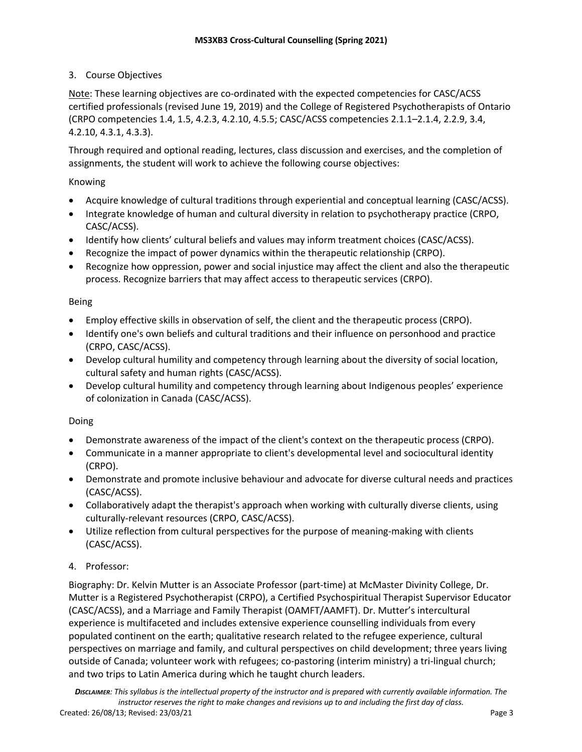## 3. Course Objectives

Note: These learning objectives are co-ordinated with the expected competencies for CASC/ACSS certified professionals (revised June 19, 2019) and the College of Registered Psychotherapists of Ontario (CRPO competencies 1.4, 1.5, 4.2.3, 4.2.10, 4.5.5; CASC/ACSS competencies 2.1.1–2.1.4, 2.2.9, 3.4, 4.2.10, 4.3.1, 4.3.3).

Through required and optional reading, lectures, class discussion and exercises, and the completion of assignments, the student will work to achieve the following course objectives:

Knowing

- Acquire knowledge of cultural traditions through experiential and conceptual learning (CASC/ACSS).
- Integrate knowledge of human and cultural diversity in relation to psychotherapy practice (CRPO, CASC/ACSS).
- Identify how clients' cultural beliefs and values may inform treatment choices (CASC/ACSS).
- Recognize the impact of power dynamics within the therapeutic relationship (CRPO).
- Recognize how oppression, power and social injustice may affect the client and also the therapeutic process. Recognize barriers that may affect access to therapeutic services (CRPO).

Being

- Employ effective skills in observation of self, the client and the therapeutic process (CRPO).
- Identify one's own beliefs and cultural traditions and their influence on personhood and practice (CRPO, CASC/ACSS).
- Develop cultural humility and competency through learning about the diversity of social location, cultural safety and human rights (CASC/ACSS).
- Develop cultural humility and competency through learning about Indigenous peoples' experience of colonization in Canada (CASC/ACSS).

Doing

- Demonstrate awareness of the impact of the client's context on the therapeutic process (CRPO).
- Communicate in a manner appropriate to client's developmental level and sociocultural identity (CRPO).
- Demonstrate and promote inclusive behaviour and advocate for diverse cultural needs and practices (CASC/ACSS).
- Collaboratively adapt the therapist's approach when working with culturally diverse clients, using culturally-relevant resources (CRPO, CASC/ACSS).
- Utilize reflection from cultural perspectives for the purpose of meaning-making with clients (CASC/ACSS).

## 4. Professor:

Biography: Dr. Kelvin Mutter is an Associate Professor (part-time) at McMaster Divinity College, Dr. Mutter is a Registered Psychotherapist (CRPO), a Certified Psychospiritual Therapist Supervisor Educator (CASC/ACSS), and a Marriage and Family Therapist (OAMFT/AAMFT). Dr. Mutter's intercultural experience is multifaceted and includes extensive experience counselling individuals from every populated continent on the earth; qualitative research related to the refugee experience, cultural perspectives on marriage and family, and cultural perspectives on child development; three years living outside of Canada; volunteer work with refugees; co-pastoring (interim ministry) a tri-lingual church; and two trips to Latin America during which he taught church leaders.

***Disclaimer**: This syllabus is the intellectual property of the instructor and is prepared with currently available information. The instructor reserves the right to make changes and revisions up to and including the first day of class.*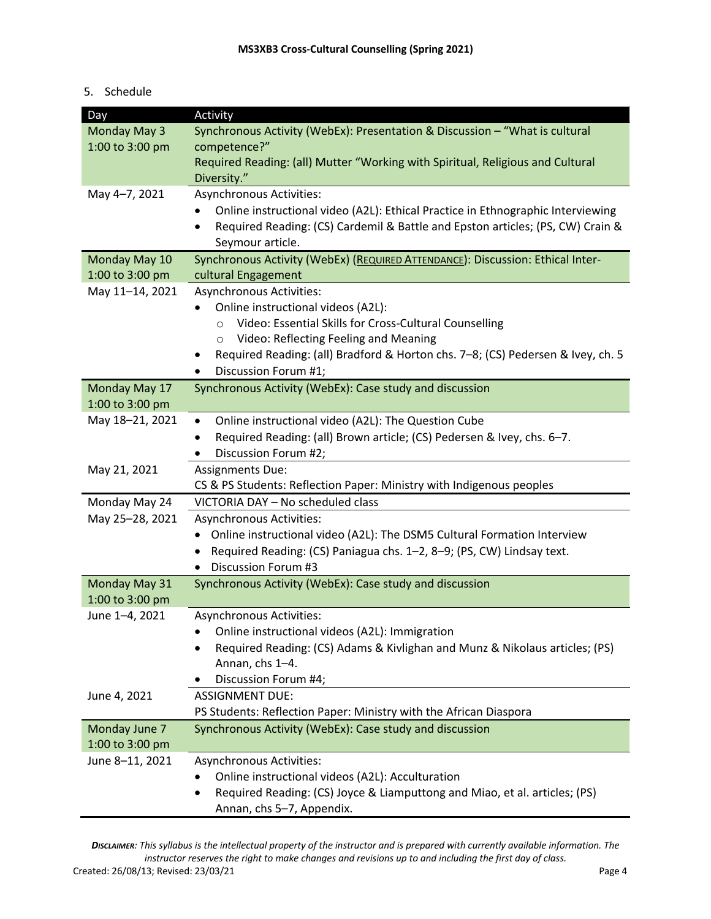5. Schedule

| Day | Activity |
|---|---|
| Monday May 3<br>1:00 to 3:00 pm | Synchronous Activity (WebEx): Presentation & Discussion – "What is cultural competence?"<br>Required Reading: (all) Mutter "Working with Spiritual, Religious and Cultural Diversity." |
| May 4–7, 2021 | Asynchronous Activities:<br>• Online instructional video (A2L): Ethical Practice in Ethnographic Interviewing<br>• Required Reading: (CS) Cardemil & Battle and Epston articles; (PS, CW) Crain & Seymour article. |
| Monday May 10<br>1:00 to 3:00 pm | Synchronous Activity (WebEx) (<u>REQUIRED ATTENDANCE</u>): Discussion: Ethical Inter-cultural Engagement |
| May 11–14, 2021 | Asynchronous Activities:<br>• Online instructional videos (A2L):<br>&nbsp;&nbsp;&nbsp;&nbsp;○ Video: Essential Skills for Cross-Cultural Counselling<br>&nbsp;&nbsp;&nbsp;&nbsp;○ Video: Reflecting Feeling and Meaning<br>• Required Reading: (all) Bradford & Horton chs. 7–8; (CS) Pedersen & Ivey, ch. 5<br>• Discussion Forum #1; |
| Monday May 17<br>1:00 to 3:00 pm | Synchronous Activity (WebEx): Case study and discussion |
| May 18–21, 2021 | • Online instructional video (A2L): The Question Cube<br>• Required Reading: (all) Brown article; (CS) Pedersen & Ivey, chs. 6–7.<br>• Discussion Forum #2; |
| May 21, 2021 | Assignments Due:<br>CS & PS Students: Reflection Paper: Ministry with Indigenous peoples |
| Monday May 24 | VICTORIA DAY – No scheduled class |
| May 25–28, 2021 | Asynchronous Activities:<br>• Online instructional video (A2L): The DSM5 Cultural Formation Interview<br>• Required Reading: (CS) Paniagua chs. 1–2, 8–9; (PS, CW) Lindsay text.<br>• Discussion Forum #3 |
| Monday May 31<br>1:00 to 3:00 pm | Synchronous Activity (WebEx): Case study and discussion |
| June 1–4, 2021 | Asynchronous Activities:<br>• Online instructional videos (A2L): Immigration<br>• Required Reading: (CS) Adams & Kivlighan and Munz & Nikolaus articles; (PS) Annan, chs 1–4.<br>• Discussion Forum #4; |
| June 4, 2021 | ASSIGNMENT DUE:<br>PS Students: Reflection Paper: Ministry with the African Diaspora |
| Monday June 7<br>1:00 to 3:00 pm | Synchronous Activity (WebEx): Case study and discussion |
| June 8–11, 2021 | Asynchronous Activities:<br>• Online instructional videos (A2L): Acculturation<br>• Required Reading: (CS) Joyce & Liamputtong and Miao, et al. articles; (PS) Annan, chs 5–7, Appendix. |

***DISCLAIMER**: This syllabus is the intellectual property of the instructor and is prepared with currently available information. The instructor reserves the right to make changes and revisions up to and including the first day of class.*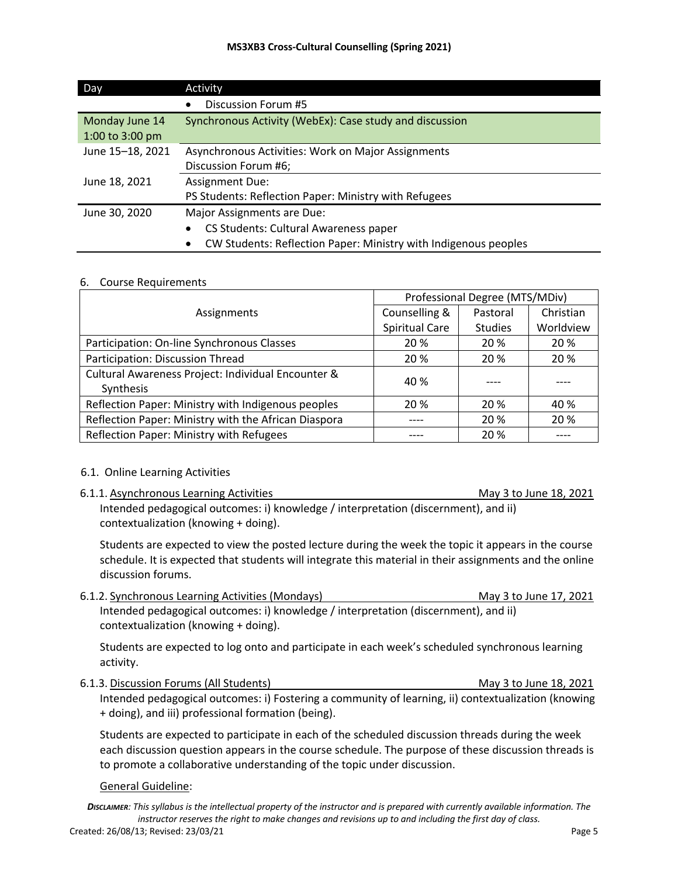| Day | Activity |
|---|---|
| | • Discussion Forum #5 |
| Monday June 14 1:00 to 3:00 pm | Synchronous Activity (WebEx): Case study and discussion |
| June 15–18, 2021 | Asynchronous Activities: Work on Major Assignments<br>Discussion Forum #6; |
| June 18, 2021 | Assignment Due:<br>PS Students: Reflection Paper: Ministry with Refugees |
| June 30, 2020 | Major Assignments are Due:<br>• CS Students: Cultural Awareness paper<br>• CW Students: Reflection Paper: Ministry with Indigenous peoples |

## 6. Course Requirements

| Assignments | Professional Degree (MTS/MDiv) | | |
|---|---|---|---|
| | Counselling & Spiritual Care | Pastoral Studies | Christian Worldview |
| Participation: On-line Synchronous Classes | 20 % | 20 % | 20 % |
| Participation: Discussion Thread | 20 % | 20 % | 20 % |
| Cultural Awareness Project: Individual Encounter & Synthesis | 40 % | ---- | ---- |
| Reflection Paper: Ministry with Indigenous peoples | 20 % | 20 % | 40 % |
| Reflection Paper: Ministry with the African Diaspora | ---- | 20 % | 20 % |
| Reflection Paper: Ministry with Refugees | ---- | 20 % | ---- |

### 6.1. Online Learning Activities

#### 6.1.1. Asynchronous Learning Activities — May 3 to June 18, 2021

Intended pedagogical outcomes: i) knowledge / interpretation (discernment), and ii) contextualization (knowing + doing).

Students are expected to view the posted lecture during the week the topic it appears in the course schedule. It is expected that students will integrate this material in their assignments and the online discussion forums.

#### 6.1.2. Synchronous Learning Activities (Mondays) — May 3 to June 17, 2021

Intended pedagogical outcomes: i) knowledge / interpretation (discernment), and ii) contextualization (knowing + doing).

Students are expected to log onto and participate in each week's scheduled synchronous learning activity.

#### 6.1.3. Discussion Forums (All Students) — May 3 to June 18, 2021

Intended pedagogical outcomes: i) Fostering a community of learning, ii) contextualization (knowing + doing), and iii) professional formation (being).

Students are expected to participate in each of the scheduled discussion threads during the week each discussion question appears in the course schedule. The purpose of these discussion threads is to promote a collaborative understanding of the topic under discussion.

General Guideline: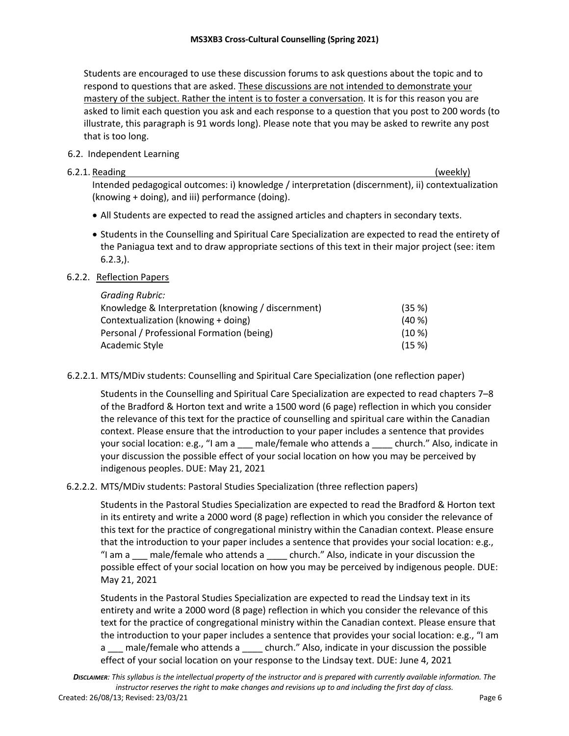Students are encouraged to use these discussion forums to ask questions about the topic and to respond to questions that are asked. <u>These discussions are not intended to demonstrate your mastery of the subject. Rather the intent is to foster a conversation</u>. It is for this reason you are asked to limit each question you ask and each response to a question that you post to 200 words (to illustrate, this paragraph is 91 words long). Please note that you may be asked to rewrite any post that is too long.

6.2. Independent Learning

6.2.1. <u>Reading (weekly)</u>

Intended pedagogical outcomes: i) knowledge / interpretation (discernment), ii) contextualization (knowing + doing), and iii) performance (doing).

- All Students are expected to read the assigned articles and chapters in secondary texts.
- Students in the Counselling and Spiritual Care Specialization are expected to read the entirety of the Paniagua text and to draw appropriate sections of this text in their major project (see: item 6.2.3,).

6.2.2. <u>Reflection Papers</u>

*Grading Rubric:*

| | |
|---|---|
| Knowledge & Interpretation (knowing / discernment) | (35 %) |
| Contextualization (knowing + doing) | (40 %) |
| Personal / Professional Formation (being) | (10 %) |
| Academic Style | (15 %) |

6.2.2.1. MTS/MDiv students: Counselling and Spiritual Care Specialization (one reflection paper)

Students in the Counselling and Spiritual Care Specialization are expected to read chapters 7–8 of the Bradford & Horton text and write a 1500 word (6 page) reflection in which you consider the relevance of this text for the practice of counselling and spiritual care within the Canadian context. Please ensure that the introduction to your paper includes a sentence that provides your social location: e.g., "I am a ___ male/female who attends a ____ church." Also, indicate in your discussion the possible effect of your social location on how you may be perceived by indigenous peoples. DUE: May 21, 2021

6.2.2.2. MTS/MDiv students: Pastoral Studies Specialization (three reflection papers)

Students in the Pastoral Studies Specialization are expected to read the Bradford & Horton text in its entirety and write a 2000 word (8 page) reflection in which you consider the relevance of this text for the practice of congregational ministry within the Canadian context. Please ensure that the introduction to your paper includes a sentence that provides your social location: e.g., "I am a ___ male/female who attends a ____ church." Also, indicate in your discussion the possible effect of your social location on how you may be perceived by indigenous people. DUE: May 21, 2021

Students in the Pastoral Studies Specialization are expected to read the Lindsay text in its entirety and write a 2000 word (8 page) reflection in which you consider the relevance of this text for the practice of congregational ministry within the Canadian context. Please ensure that the introduction to your paper includes a sentence that provides your social location: e.g., "I am a ___ male/female who attends a ____ church." Also, indicate in your discussion the possible effect of your social location on your response to the Lindsay text. DUE: June 4, 2021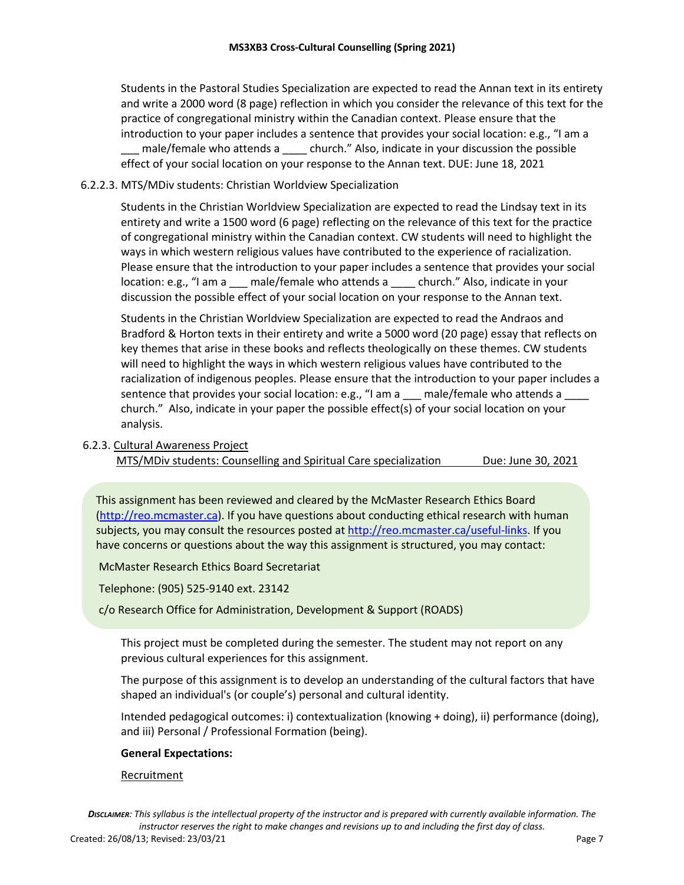Students in the Pastoral Studies Specialization are expected to read the Annan text in its entirety and write a 2000 word (8 page) reflection in which you consider the relevance of this text for the practice of congregational ministry within the Canadian context. Please ensure that the introduction to your paper includes a sentence that provides your social location: e.g., "I am a ___ male/female who attends a ____ church." Also, indicate in your discussion the possible effect of your social location on your response to the Annan text. DUE: June 18, 2021

6.2.2.3. MTS/MDiv students: Christian Worldview Specialization

Students in the Christian Worldview Specialization are expected to read the Lindsay text in its entirety and write a 1500 word (6 page) reflecting on the relevance of this text for the practice of congregational ministry within the Canadian context. CW students will need to highlight the ways in which western religious values have contributed to the experience of racialization. Please ensure that the introduction to your paper includes a sentence that provides your social location: e.g., "I am a ___ male/female who attends a ____ church." Also, indicate in your discussion the possible effect of your social location on your response to the Annan text.

Students in the Christian Worldview Specialization are expected to read the Andraos and Bradford & Horton texts in their entirety and write a 5000 word (20 page) essay that reflects on key themes that arise in these books and reflects theologically on these themes. CW students will need to highlight the ways in which western religious values have contributed to the racialization of indigenous peoples. Please ensure that the introduction to your paper includes a sentence that provides your social location: e.g., "I am a ___ male/female who attends a ____ church." Also, indicate in your paper the possible effect(s) of your social location on your analysis.

6.2.3. Cultural Awareness Project

MTS/MDiv students: Counselling and Spiritual Care specialization — Due: June 30, 2021

> This assignment has been reviewed and cleared by the McMaster Research Ethics Board (http://reo.mcmaster.ca). If you have questions about conducting ethical research with human subjects, you may consult the resources posted at http://reo.mcmaster.ca/useful-links. If you have concerns or questions about the way this assignment is structured, you may contact:
>
> McMaster Research Ethics Board Secretariat
>
> Telephone: (905) 525-9140 ext. 23142
>
> c/o Research Office for Administration, Development & Support (ROADS)

This project must be completed during the semester. The student may not report on any previous cultural experiences for this assignment.

The purpose of this assignment is to develop an understanding of the cultural factors that have shaped an individual's (or couple's) personal and cultural identity.

Intended pedagogical outcomes: i) contextualization (knowing + doing), ii) performance (doing), and iii) Personal / Professional Formation (being).

**General Expectations:**

Recruitment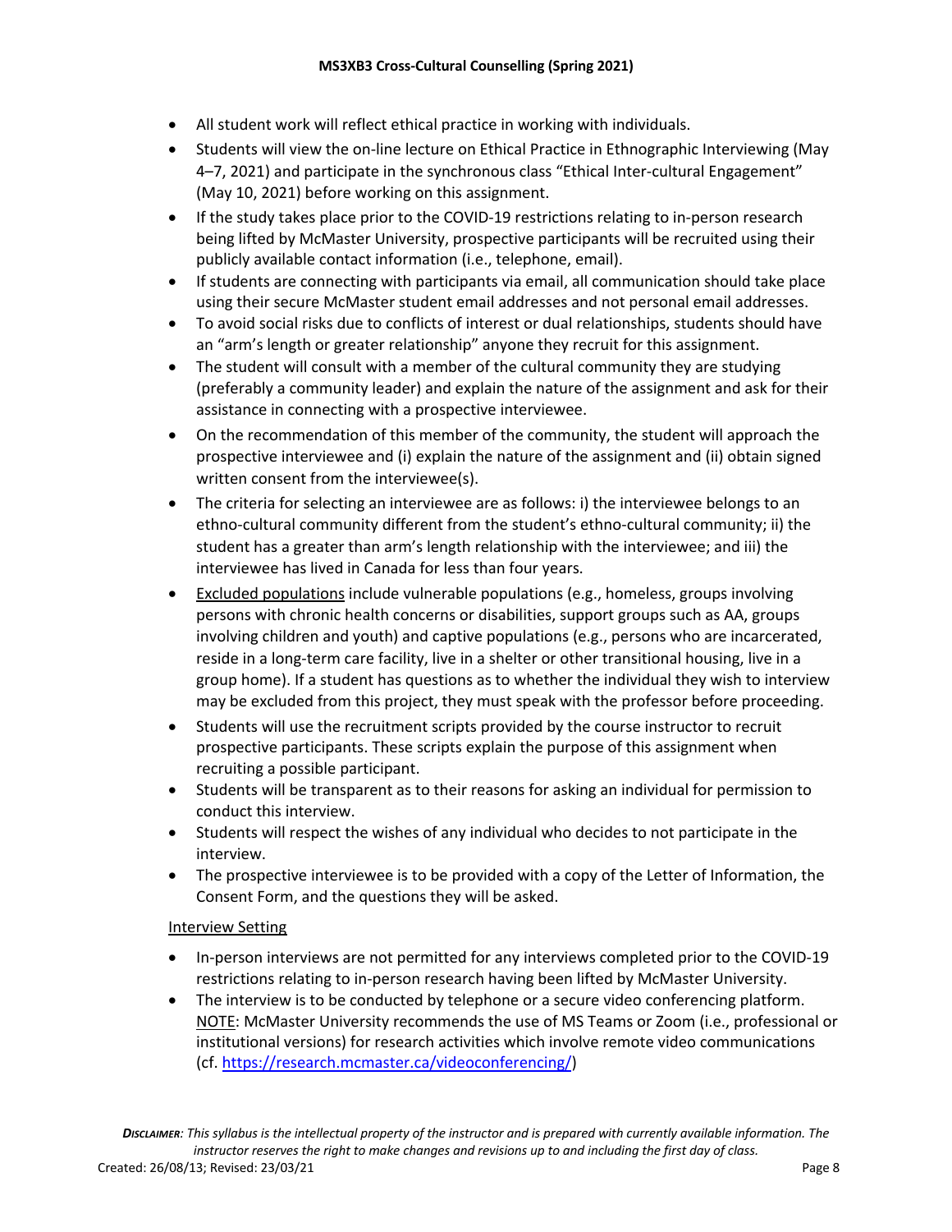- All student work will reflect ethical practice in working with individuals.
- Students will view the on-line lecture on Ethical Practice in Ethnographic Interviewing (May 4–7, 2021) and participate in the synchronous class "Ethical Inter-cultural Engagement" (May 10, 2021) before working on this assignment.
- If the study takes place prior to the COVID-19 restrictions relating to in-person research being lifted by McMaster University, prospective participants will be recruited using their publicly available contact information (i.e., telephone, email).
- If students are connecting with participants via email, all communication should take place using their secure McMaster student email addresses and not personal email addresses.
- To avoid social risks due to conflicts of interest or dual relationships, students should have an "arm's length or greater relationship" anyone they recruit for this assignment.
- The student will consult with a member of the cultural community they are studying (preferably a community leader) and explain the nature of the assignment and ask for their assistance in connecting with a prospective interviewee.
- On the recommendation of this member of the community, the student will approach the prospective interviewee and (i) explain the nature of the assignment and (ii) obtain signed written consent from the interviewee(s).
- The criteria for selecting an interviewee are as follows: i) the interviewee belongs to an ethno-cultural community different from the student's ethno-cultural community; ii) the student has a greater than arm's length relationship with the interviewee; and iii) the interviewee has lived in Canada for less than four years.
- Excluded populations include vulnerable populations (e.g., homeless, groups involving persons with chronic health concerns or disabilities, support groups such as AA, groups involving children and youth) and captive populations (e.g., persons who are incarcerated, reside in a long-term care facility, live in a shelter or other transitional housing, live in a group home). If a student has questions as to whether the individual they wish to interview may be excluded from this project, they must speak with the professor before proceeding.
- Students will use the recruitment scripts provided by the course instructor to recruit prospective participants. These scripts explain the purpose of this assignment when recruiting a possible participant.
- Students will be transparent as to their reasons for asking an individual for permission to conduct this interview.
- Students will respect the wishes of any individual who decides to not participate in the interview.
- The prospective interviewee is to be provided with a copy of the Letter of Information, the Consent Form, and the questions they will be asked.

Interview Setting

- In-person interviews are not permitted for any interviews completed prior to the COVID-19 restrictions relating to in-person research having been lifted by McMaster University.
- The interview is to be conducted by telephone or a secure video conferencing platform. NOTE: McMaster University recommends the use of MS Teams or Zoom (i.e., professional or institutional versions) for research activities which involve remote video communications (cf. https://research.mcmaster.ca/videoconferencing/)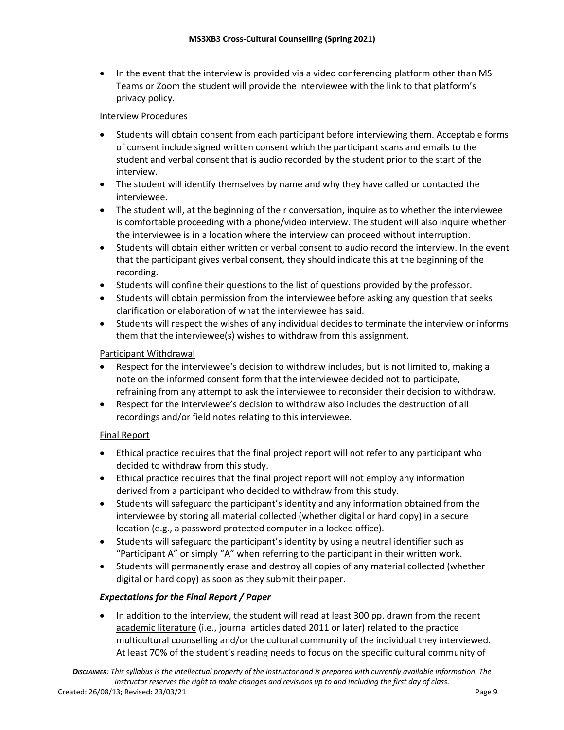- In the event that the interview is provided via a video conferencing platform other than MS Teams or Zoom the student will provide the interviewee with the link to that platform's privacy policy.

<u>Interview Procedures</u>

- Students will obtain consent from each participant before interviewing them. Acceptable forms of consent include signed written consent which the participant scans and emails to the student and verbal consent that is audio recorded by the student prior to the start of the interview.
- The student will identify themselves by name and why they have called or contacted the interviewee.
- The student will, at the beginning of their conversation, inquire as to whether the interviewee is comfortable proceeding with a phone/video interview. The student will also inquire whether the interviewee is in a location where the interview can proceed without interruption.
- Students will obtain either written or verbal consent to audio record the interview. In the event that the participant gives verbal consent, they should indicate this at the beginning of the recording.
- Students will confine their questions to the list of questions provided by the professor.
- Students will obtain permission from the interviewee before asking any question that seeks clarification or elaboration of what the interviewee has said.
- Students will respect the wishes of any individual decides to terminate the interview or informs them that the interviewee(s) wishes to withdraw from this assignment.

<u>Participant Withdrawal</u>

- Respect for the interviewee's decision to withdraw includes, but is not limited to, making a note on the informed consent form that the interviewee decided not to participate, refraining from any attempt to ask the interviewee to reconsider their decision to withdraw.
- Respect for the interviewee's decision to withdraw also includes the destruction of all recordings and/or field notes relating to this interviewee.

<u>Final Report</u>

- Ethical practice requires that the final project report will not refer to any participant who decided to withdraw from this study.
- Ethical practice requires that the final project report will not employ any information derived from a participant who decided to withdraw from this study.
- Students will safeguard the participant's identity and any information obtained from the interviewee by storing all material collected (whether digital or hard copy) in a secure location (e.g., a password protected computer in a locked office).
- Students will safeguard the participant's identity by using a neutral identifier such as "Participant A" or simply "A" when referring to the participant in their written work.
- Students will permanently erase and destroy all copies of any material collected (whether digital or hard copy) as soon as they submit their paper.

***Expectations for the Final Report / Paper***

- In addition to the interview, the student will read at least 300 pp. drawn from the <u>recent academic literature</u> (i.e., journal articles dated 2011 or later) related to the practice multicultural counselling and/or the cultural community of the individual they interviewed. At least 70% of the student's reading needs to focus on the specific cultural community of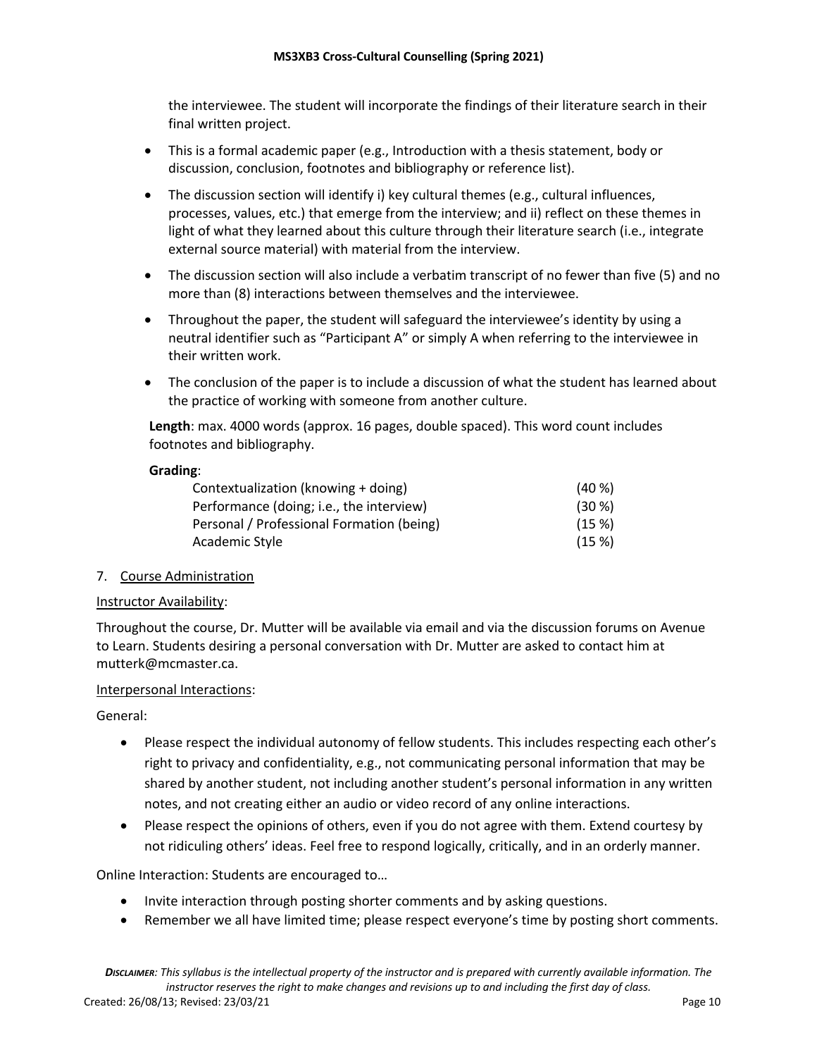the interviewee. The student will incorporate the findings of their literature search in their final written project.

- This is a formal academic paper (e.g., Introduction with a thesis statement, body or discussion, conclusion, footnotes and bibliography or reference list).
- The discussion section will identify i) key cultural themes (e.g., cultural influences, processes, values, etc.) that emerge from the interview; and ii) reflect on these themes in light of what they learned about this culture through their literature search (i.e., integrate external source material) with material from the interview.
- The discussion section will also include a verbatim transcript of no fewer than five (5) and no more than (8) interactions between themselves and the interviewee.
- Throughout the paper, the student will safeguard the interviewee's identity by using a neutral identifier such as "Participant A" or simply A when referring to the interviewee in their written work.
- The conclusion of the paper is to include a discussion of what the student has learned about the practice of working with someone from another culture.

**Length**: max. 4000 words (approx. 16 pages, double spaced). This word count includes footnotes and bibliography.

**Grading**:

| | |
|---|---|
| Contextualization (knowing + doing) | (40 %) |
| Performance (doing; i.e., the interview) | (30 %) |
| Personal / Professional Formation (being) | (15 %) |
| Academic Style | (15 %) |

7. <u>Course Administration</u>

<u>Instructor Availability</u>:

Throughout the course, Dr. Mutter will be available via email and via the discussion forums on Avenue to Learn. Students desiring a personal conversation with Dr. Mutter are asked to contact him at mutterk@mcmaster.ca.

<u>Interpersonal Interactions</u>:

General:

- Please respect the individual autonomy of fellow students. This includes respecting each other's right to privacy and confidentiality, e.g., not communicating personal information that may be shared by another student, not including another student's personal information in any written notes, and not creating either an audio or video record of any online interactions.
- Please respect the opinions of others, even if you do not agree with them. Extend courtesy by not ridiculing others' ideas. Feel free to respond logically, critically, and in an orderly manner.

Online Interaction: Students are encouraged to…

- Invite interaction through posting shorter comments and by asking questions.
- Remember we all have limited time; please respect everyone's time by posting short comments.

***Disclaimer**: This syllabus is the intellectual property of the instructor and is prepared with currently available information. The instructor reserves the right to make changes and revisions up to and including the first day of class.*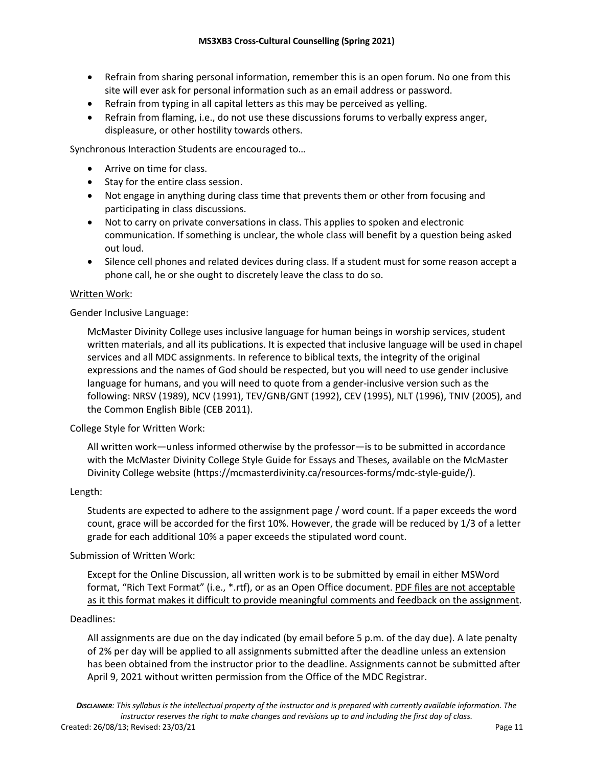- Refrain from sharing personal information, remember this is an open forum. No one from this site will ever ask for personal information such as an email address or password.
- Refrain from typing in all capital letters as this may be perceived as yelling.
- Refrain from flaming, i.e., do not use these discussions forums to verbally express anger, displeasure, or other hostility towards others.

Synchronous Interaction Students are encouraged to…

- Arrive on time for class.
- Stay for the entire class session.
- Not engage in anything during class time that prevents them or other from focusing and participating in class discussions.
- Not to carry on private conversations in class. This applies to spoken and electronic communication. If something is unclear, the whole class will benefit by a question being asked out loud.
- Silence cell phones and related devices during class. If a student must for some reason accept a phone call, he or she ought to discretely leave the class to do so.

<u>Written Work</u>:

Gender Inclusive Language:

> McMaster Divinity College uses inclusive language for human beings in worship services, student written materials, and all its publications. It is expected that inclusive language will be used in chapel services and all MDC assignments. In reference to biblical texts, the integrity of the original expressions and the names of God should be respected, but you will need to use gender inclusive language for humans, and you will need to quote from a gender-inclusive version such as the following: NRSV (1989), NCV (1991), TEV/GNB/GNT (1992), CEV (1995), NLT (1996), TNIV (2005), and the Common English Bible (CEB 2011).

College Style for Written Work:

> All written work—unless informed otherwise by the professor—is to be submitted in accordance with the McMaster Divinity College Style Guide for Essays and Theses, available on the McMaster Divinity College website (https://mcmasterdivinity.ca/resources-forms/mdc-style-guide/).

Length:

> Students are expected to adhere to the assignment page / word count. If a paper exceeds the word count, grace will be accorded for the first 10%. However, the grade will be reduced by 1/3 of a letter grade for each additional 10% a paper exceeds the stipulated word count.

Submission of Written Work:

> Except for the Online Discussion, all written work is to be submitted by email in either MSWord format, "Rich Text Format" (i.e., *.rtf), or as an Open Office document. <u>PDF files are not acceptable as it this format makes it difficult to provide meaningful comments and feedback on the assignment</u>.

Deadlines:

> All assignments are due on the day indicated (by email before 5 p.m. of the day due). A late penalty of 2% per day will be applied to all assignments submitted after the deadline unless an extension has been obtained from the instructor prior to the deadline. Assignments cannot be submitted after April 9, 2021 without written permission from the Office of the MDC Registrar.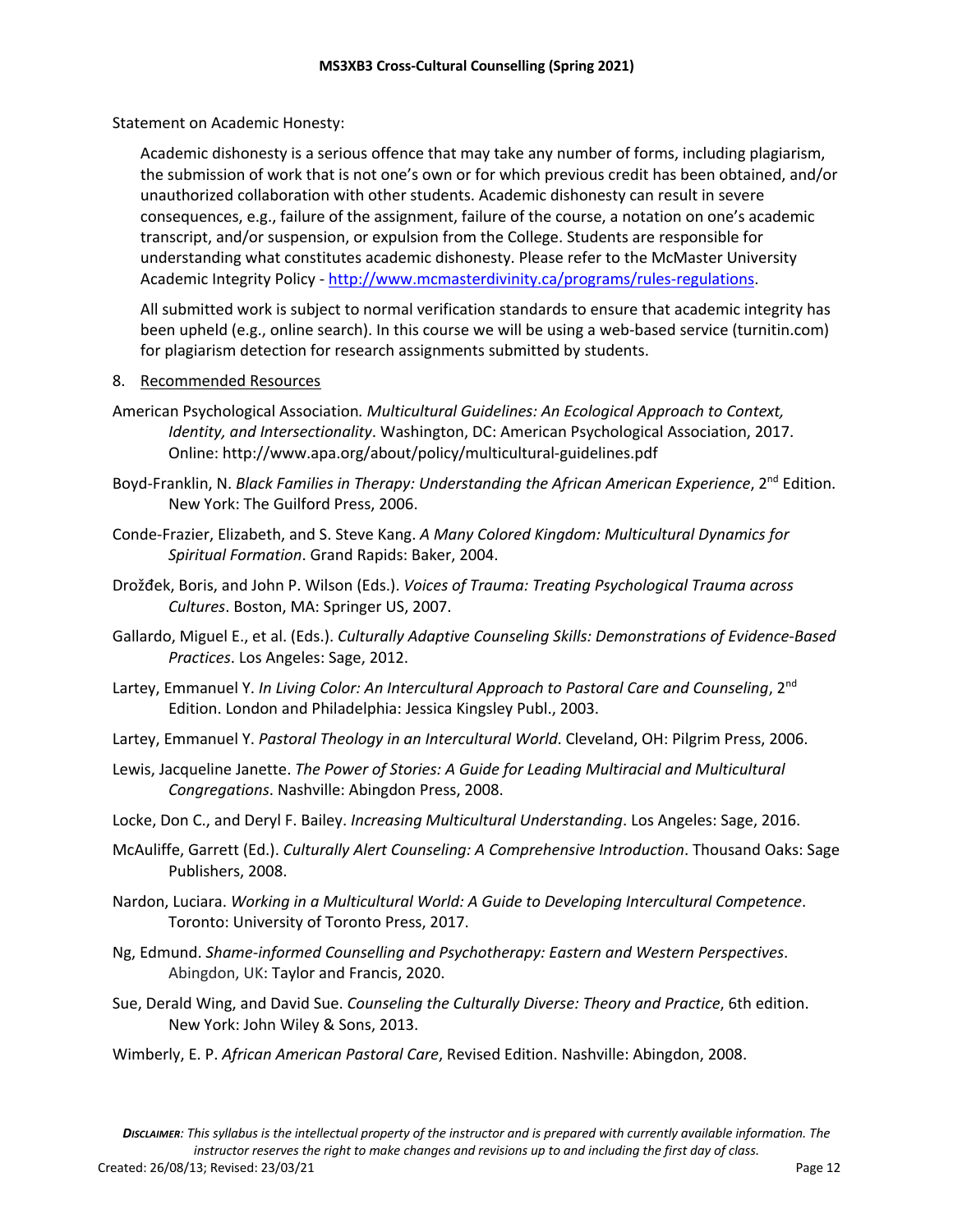Statement on Academic Honesty:

Academic dishonesty is a serious offence that may take any number of forms, including plagiarism, the submission of work that is not one's own or for which previous credit has been obtained, and/or unauthorized collaboration with other students. Academic dishonesty can result in severe consequences, e.g., failure of the assignment, failure of the course, a notation on one's academic transcript, and/or suspension, or expulsion from the College. Students are responsible for understanding what constitutes academic dishonesty. Please refer to the McMaster University Academic Integrity Policy - http://www.mcmasterdivinity.ca/programs/rules-regulations.

All submitted work is subject to normal verification standards to ensure that academic integrity has been upheld (e.g., online search). In this course we will be using a web-based service (turnitin.com) for plagiarism detection for research assignments submitted by students.

8. Recommended Resources

American Psychological Association. *Multicultural Guidelines: An Ecological Approach to Context, Identity, and Intersectionality*. Washington, DC: American Psychological Association, 2017. Online: http://www.apa.org/about/policy/multicultural-guidelines.pdf

Boyd-Franklin, N. *Black Families in Therapy: Understanding the African American Experience*, 2nd Edition. New York: The Guilford Press, 2006.

Conde-Frazier, Elizabeth, and S. Steve Kang. *A Many Colored Kingdom: Multicultural Dynamics for Spiritual Formation*. Grand Rapids: Baker, 2004.

Drožđek, Boris, and John P. Wilson (Eds.). *Voices of Trauma: Treating Psychological Trauma across Cultures*. Boston, MA: Springer US, 2007.

Gallardo, Miguel E., et al. (Eds.). *Culturally Adaptive Counseling Skills: Demonstrations of Evidence-Based Practices*. Los Angeles: Sage, 2012.

Lartey, Emmanuel Y. *In Living Color: An Intercultural Approach to Pastoral Care and Counseling*, 2nd Edition. London and Philadelphia: Jessica Kingsley Publ., 2003.

Lartey, Emmanuel Y. *Pastoral Theology in an Intercultural World*. Cleveland, OH: Pilgrim Press, 2006.

Lewis, Jacqueline Janette. *The Power of Stories: A Guide for Leading Multiracial and Multicultural Congregations*. Nashville: Abingdon Press, 2008.

Locke, Don C., and Deryl F. Bailey. *Increasing Multicultural Understanding*. Los Angeles: Sage, 2016.

McAuliffe, Garrett (Ed.). *Culturally Alert Counseling: A Comprehensive Introduction*. Thousand Oaks: Sage Publishers, 2008.

Nardon, Luciara. *Working in a Multicultural World: A Guide to Developing Intercultural Competence*. Toronto: University of Toronto Press, 2017.

Ng, Edmund. *Shame-informed Counselling and Psychotherapy: Eastern and Western Perspectives*. Abingdon, UK: Taylor and Francis, 2020.

Sue, Derald Wing, and David Sue. *Counseling the Culturally Diverse: Theory and Practice*, 6th edition. New York: John Wiley & Sons, 2013.

Wimberly, E. P. *African American Pastoral Care*, Revised Edition. Nashville: Abingdon, 2008.

***Disclaimer**: This syllabus is the intellectual property of the instructor and is prepared with currently available information. The instructor reserves the right to make changes and revisions up to and including the first day of class.*

Created: 26/08/13; Revised: 23/03/21